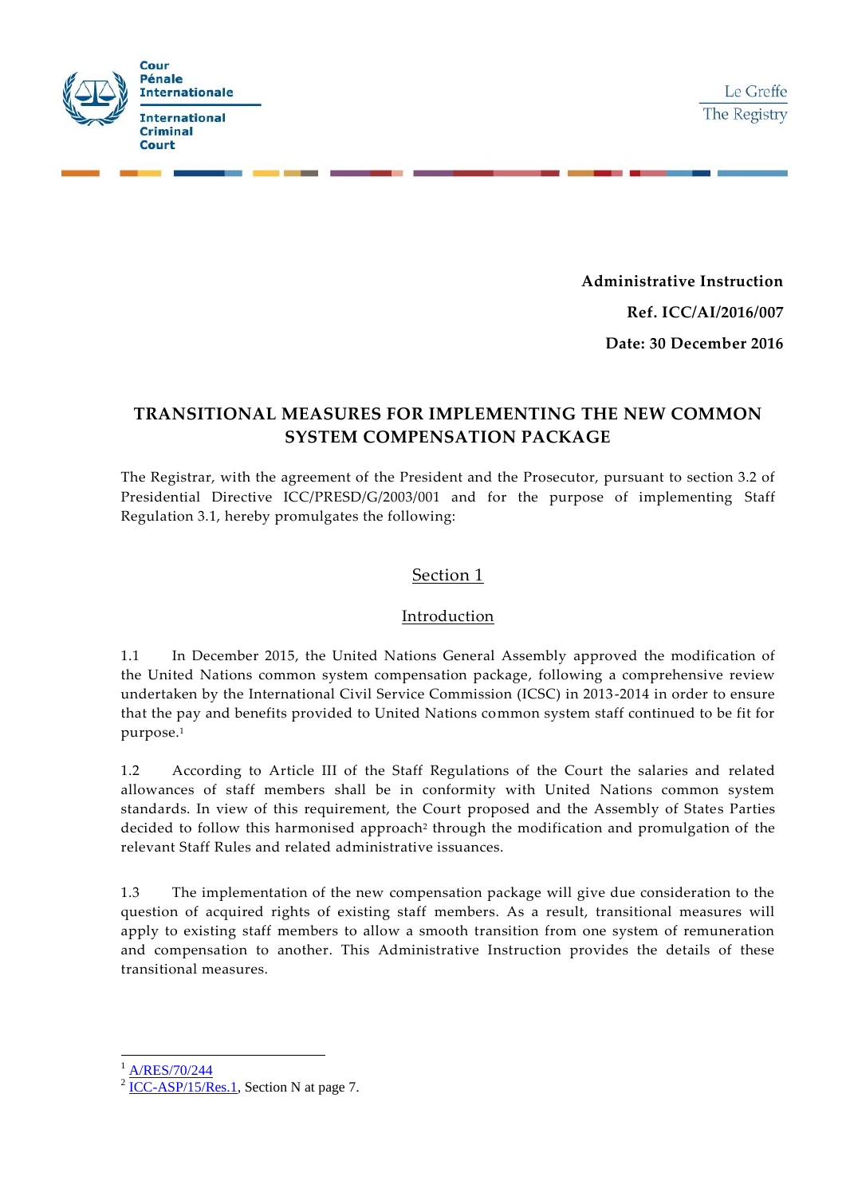Cour Pénale Internationale

International Criminal Court

Le Greffe

The Registry

**Administrative Instruction**

**Ref. ICC/AI/2016/007**

**Date: 30 December 2016**

# TRANSITIONAL MEASURES FOR IMPLEMENTING THE NEW COMMON SYSTEM COMPENSATION PACKAGE

The Registrar, with the agreement of the President and the Prosecutor, pursuant to section 3.2 of Presidential Directive ICC/PRESD/G/2003/001 and for the purpose of implementing Staff Regulation 3.1, hereby promulgates the following:

## Section 1

### Introduction

1.1 In December 2015, the United Nations General Assembly approved the modification of the United Nations common system compensation package, following a comprehensive review undertaken by the International Civil Service Commission (ICSC) in 2013-2014 in order to ensure that the pay and benefits provided to United Nations common system staff continued to be fit for purpose.[1]

1.2 According to Article III of the Staff Regulations of the Court the salaries and related allowances of staff members shall be in conformity with United Nations common system standards. In view of this requirement, the Court proposed and the Assembly of States Parties decided to follow this harmonised approach[2] through the modification and promulgation of the relevant Staff Rules and related administrative issuances.

1.3 The implementation of the new compensation package will give due consideration to the question of acquired rights of existing staff members. As a result, transitional measures will apply to existing staff members to allow a smooth transition from one system of remuneration and compensation to another. This Administrative Instruction provides the details of these transitional measures.

---

[1] A/RES/70/244

[2] ICC-ASP/15/Res.1, Section N at page 7.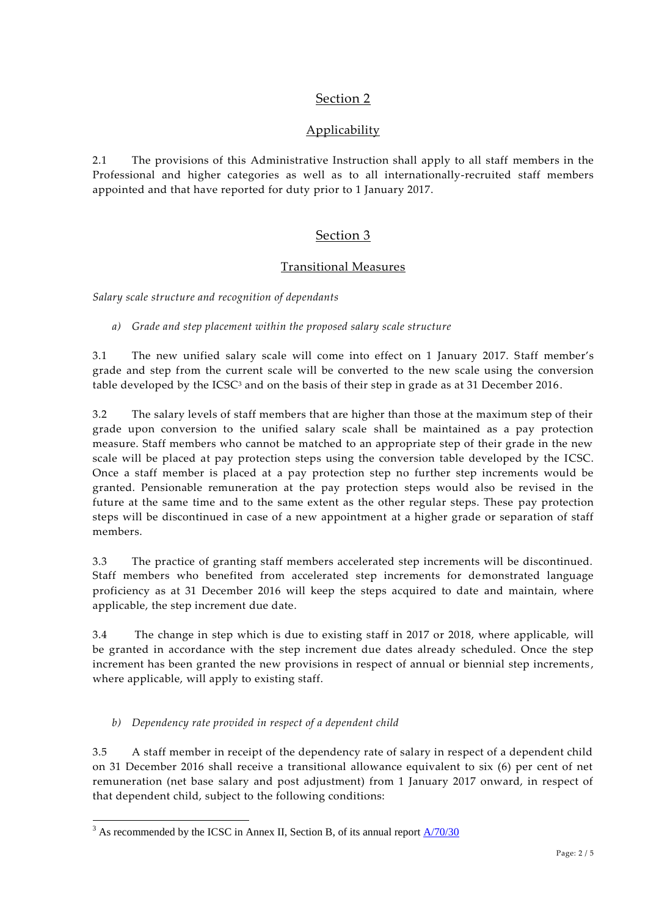## Section 2

## Applicability

2.1 The provisions of this Administrative Instruction shall apply to all staff members in the Professional and higher categories as well as to all internationally-recruited staff members appointed and that have reported for duty prior to 1 January 2017.

## Section 3

## Transitional Measures

*Salary scale structure and recognition of dependants*

*a) Grade and step placement within the proposed salary scale structure*

3.1 The new unified salary scale will come into effect on 1 January 2017. Staff member's grade and step from the current scale will be converted to the new scale using the conversion table developed by the ICSC[3] and on the basis of their step in grade as at 31 December 2016.

3.2 The salary levels of staff members that are higher than those at the maximum step of their grade upon conversion to the unified salary scale shall be maintained as a pay protection measure. Staff members who cannot be matched to an appropriate step of their grade in the new scale will be placed at pay protection steps using the conversion table developed by the ICSC. Once a staff member is placed at a pay protection step no further step increments would be granted. Pensionable remuneration at the pay protection steps would also be revised in the future at the same time and to the same extent as the other regular steps. These pay protection steps will be discontinued in case of a new appointment at a higher grade or separation of staff members.

3.3 The practice of granting staff members accelerated step increments will be discontinued. Staff members who benefited from accelerated step increments for demonstrated language proficiency as at 31 December 2016 will keep the steps acquired to date and maintain, where applicable, the step increment due date.

3.4 The change in step which is due to existing staff in 2017 or 2018, where applicable, will be granted in accordance with the step increment due dates already scheduled. Once the step increment has been granted the new provisions in respect of annual or biennial step increments, where applicable, will apply to existing staff.

*b) Dependency rate provided in respect of a dependent child*

3.5 A staff member in receipt of the dependency rate of salary in respect of a dependent child on 31 December 2016 shall receive a transitional allowance equivalent to six (6) per cent of net remuneration (net base salary and post adjustment) from 1 January 2017 onward, in respect of that dependent child, subject to the following conditions:

---

[3] As recommended by the ICSC in Annex II, Section B, of its annual report A/70/30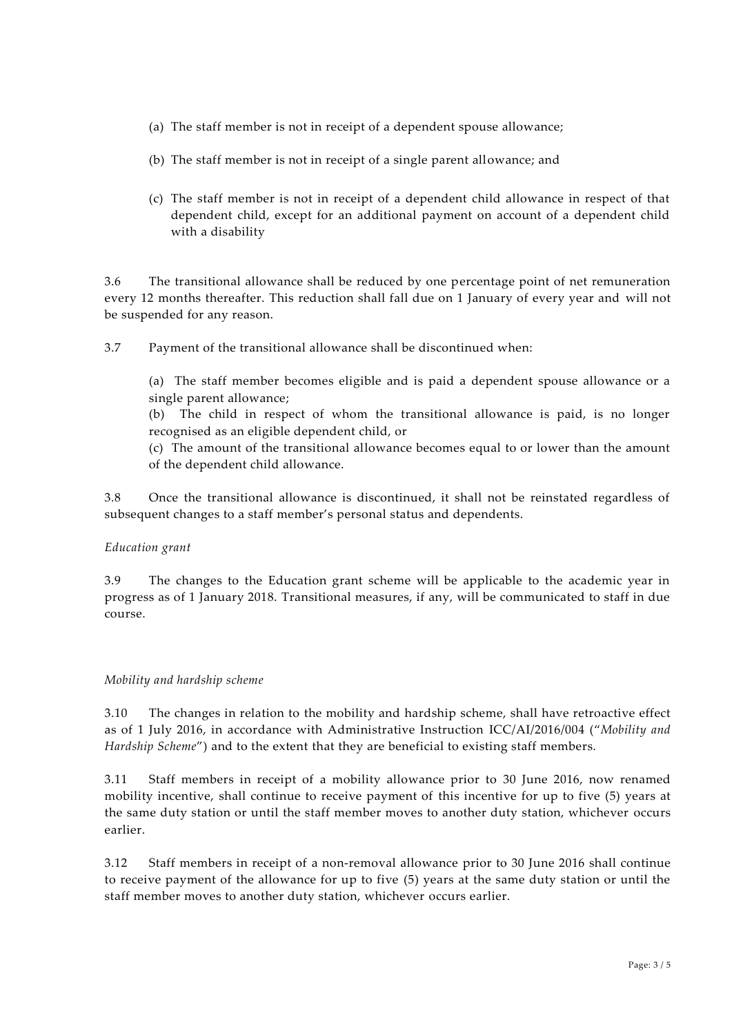(a) The staff member is not in receipt of a dependent spouse allowance;

(b) The staff member is not in receipt of a single parent allowance; and

(c) The staff member is not in receipt of a dependent child allowance in respect of that dependent child, except for an additional payment on account of a dependent child with a disability

3.6 The transitional allowance shall be reduced by one percentage point of net remuneration every 12 months thereafter. This reduction shall fall due on 1 January of every year and will not be suspended for any reason.

3.7 Payment of the transitional allowance shall be discontinued when:

(a) The staff member becomes eligible and is paid a dependent spouse allowance or a single parent allowance;

(b) The child in respect of whom the transitional allowance is paid, is no longer recognised as an eligible dependent child, or

(c) The amount of the transitional allowance becomes equal to or lower than the amount of the dependent child allowance.

3.8 Once the transitional allowance is discontinued, it shall not be reinstated regardless of subsequent changes to a staff member's personal status and dependents.

*Education grant*

3.9 The changes to the Education grant scheme will be applicable to the academic year in progress as of 1 January 2018. Transitional measures, if any, will be communicated to staff in due course.

*Mobility and hardship scheme*

3.10 The changes in relation to the mobility and hardship scheme, shall have retroactive effect as of 1 July 2016, in accordance with Administrative Instruction ICC/AI/2016/004 ("*Mobility and Hardship Scheme*") and to the extent that they are beneficial to existing staff members.

3.11 Staff members in receipt of a mobility allowance prior to 30 June 2016, now renamed mobility incentive, shall continue to receive payment of this incentive for up to five (5) years at the same duty station or until the staff member moves to another duty station, whichever occurs earlier.

3.12 Staff members in receipt of a non-removal allowance prior to 30 June 2016 shall continue to receive payment of the allowance for up to five (5) years at the same duty station or until the staff member moves to another duty station, whichever occurs earlier.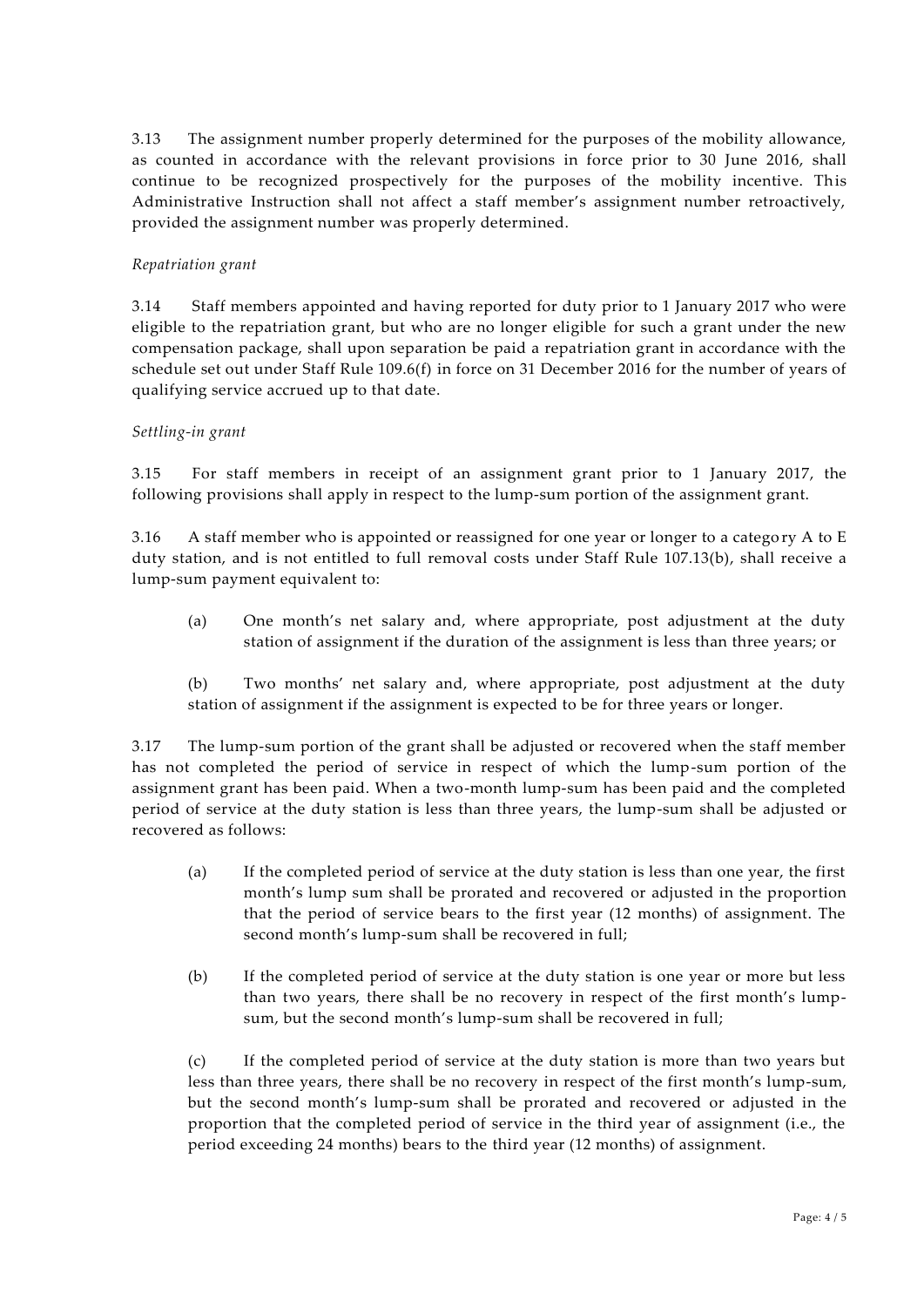3.13 The assignment number properly determined for the purposes of the mobility allowance, as counted in accordance with the relevant provisions in force prior to 30 June 2016, shall continue to be recognized prospectively for the purposes of the mobility incentive. This Administrative Instruction shall not affect a staff member's assignment number retroactively, provided the assignment number was properly determined.

*Repatriation grant*

3.14 Staff members appointed and having reported for duty prior to 1 January 2017 who were eligible to the repatriation grant, but who are no longer eligible for such a grant under the new compensation package, shall upon separation be paid a repatriation grant in accordance with the schedule set out under Staff Rule 109.6(f) in force on 31 December 2016 for the number of years of qualifying service accrued up to that date.

*Settling-in grant*

3.15 For staff members in receipt of an assignment grant prior to 1 January 2017, the following provisions shall apply in respect to the lump-sum portion of the assignment grant.

3.16 A staff member who is appointed or reassigned for one year or longer to a category A to E duty station, and is not entitled to full removal costs under Staff Rule 107.13(b), shall receive a lump-sum payment equivalent to:

(a) One month's net salary and, where appropriate, post adjustment at the duty station of assignment if the duration of the assignment is less than three years; or

(b) Two months' net salary and, where appropriate, post adjustment at the duty station of assignment if the assignment is expected to be for three years or longer.

3.17 The lump-sum portion of the grant shall be adjusted or recovered when the staff member has not completed the period of service in respect of which the lump-sum portion of the assignment grant has been paid. When a two-month lump-sum has been paid and the completed period of service at the duty station is less than three years, the lump-sum shall be adjusted or recovered as follows:

(a) If the completed period of service at the duty station is less than one year, the first month's lump sum shall be prorated and recovered or adjusted in the proportion that the period of service bears to the first year (12 months) of assignment. The second month's lump-sum shall be recovered in full;

(b) If the completed period of service at the duty station is one year or more but less than two years, there shall be no recovery in respect of the first month's lump-sum, but the second month's lump-sum shall be recovered in full;

(c) If the completed period of service at the duty station is more than two years but less than three years, there shall be no recovery in respect of the first month's lump-sum, but the second month's lump-sum shall be prorated and recovered or adjusted in the proportion that the completed period of service in the third year of assignment (i.e., the period exceeding 24 months) bears to the third year (12 months) of assignment.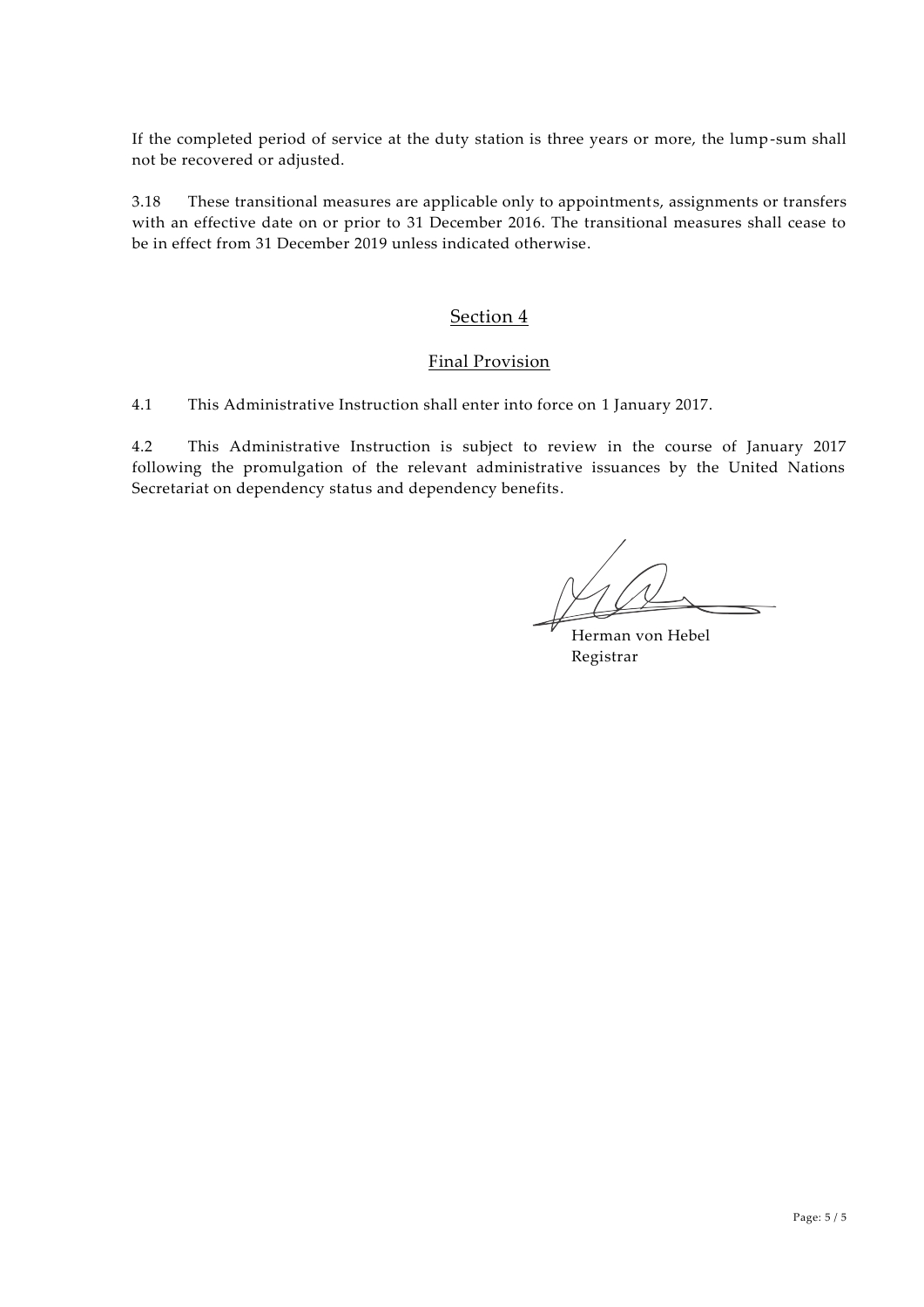If the completed period of service at the duty station is three years or more, the lump-sum shall not be recovered or adjusted.

3.18 These transitional measures are applicable only to appointments, assignments or transfers with an effective date on or prior to 31 December 2016. The transitional measures shall cease to be in effect from 31 December 2019 unless indicated otherwise.

## Section 4

## Final Provision

4.1 This Administrative Instruction shall enter into force on 1 January 2017.

4.2 This Administrative Instruction is subject to review in the course of January 2017 following the promulgation of the relevant administrative issuances by the United Nations Secretariat on dependency status and dependency benefits.

Herman von Hebel
Registrar